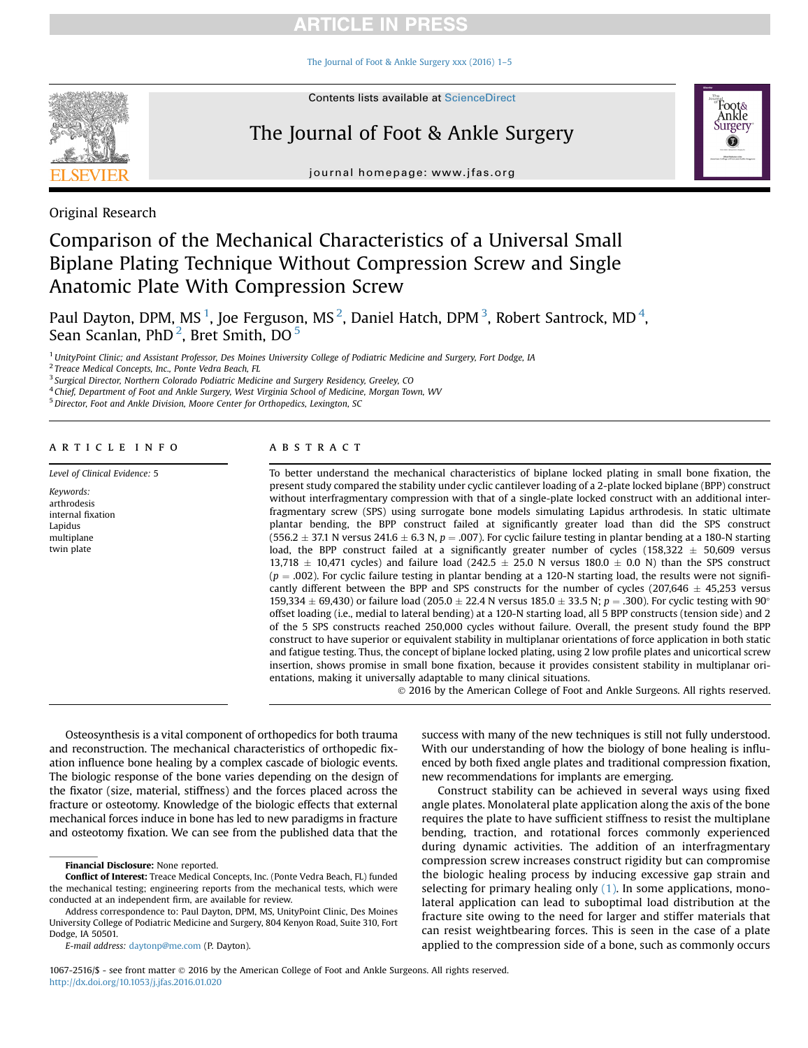Original Research

# Comparison of the Mechanical Characteristics of a Universal Small Biplane Plating Technique Without Compression Screw and Single Anatomic Plate With Compression Screw

Paul Dayton, DPM, MS [1], Joe Ferguson, MS [2], Daniel Hatch, DPM [3], Robert Santrock, MD [4], Sean Scanlan, PhD [2], Bret Smith, DO [5]

[1] UnityPoint Clinic; and Assistant Professor, Des Moines University College of Podiatric Medicine and Surgery, Fort Dodge, IA
[2] Treace Medical Concepts, Inc., Ponte Vedra Beach, FL
[3] Surgical Director, Northern Colorado Podiatric Medicine and Surgery Residency, Greeley, CO
[4] Chief, Department of Foot and Ankle Surgery, West Virginia School of Medicine, Morgan Town, WV
[5] Director, Foot and Ankle Division, Moore Center for Orthopedics, Lexington, SC

## ARTICLE INFO

*Level of Clinical Evidence:* 5

*Keywords:*
arthrodesis
internal fixation
Lapidus
multiplane
twin plate

## ABSTRACT

To better understand the mechanical characteristics of biplane locked plating in small bone fixation, the present study compared the stability under cyclic cantilever loading of a 2-plate locked biplane (BPP) construct without interfragmentary compression with that of a single-plate locked construct with an additional interfragmentary screw (SPS) using surrogate bone models simulating Lapidus arthrodesis. In static ultimate plantar bending, the BPP construct failed at significantly greater load than did the SPS construct (556.2 ± 37.1 N versus 241.6 ± 6.3 N, $p = .007$). For cyclic failure testing in plantar bending at a 180-N starting load, the BPP construct failed at a significantly greater number of cycles (158,322 ± 50,609 versus 13,718 ± 10,471 cycles) and failure load (242.5 ± 25.0 N versus 180.0 ± 0.0 N) than the SPS construct ($p = .002$). For cyclic failure testing in plantar bending at a 120-N starting load, the results were not significantly different between the BPP and SPS constructs for the number of cycles (207,646 ± 45,253 versus 159,334 ± 69,430) or failure load (205.0 ± 22.4 N versus 185.0 ± 33.5 N; $p = .300$). For cyclic testing with 90° offset loading (i.e., medial to lateral bending) at a 120-N starting load, all 5 BPP constructs (tension side) and 2 of the 5 SPS constructs reached 250,000 cycles without failure. Overall, the present study found the BPP construct to have superior or equivalent stability in multiplanar orientations of force application in both static and fatigue testing. Thus, the concept of biplane locked plating, using 2 low profile plates and unicortical screw insertion, shows promise in small bone fixation, because it provides consistent stability in multiplanar orientations, making it universally adaptable to many clinical situations.

© 2016 by the American College of Foot and Ankle Surgeons. All rights reserved.

Osteosynthesis is a vital component of orthopedics for both trauma and reconstruction. The mechanical characteristics of orthopedic fixation influence bone healing by a complex cascade of biologic events. The biologic response of the bone varies depending on the design of the fixator (size, material, stiffness) and the forces placed across the fracture or osteotomy. Knowledge of the biologic effects that external mechanical forces induce in bone has led to new paradigms in fracture and osteotomy fixation. We can see from the published data that the success with many of the new techniques is still not fully understood. With our understanding of how the biology of bone healing is influenced by both fixed angle plates and traditional compression fixation, new recommendations for implants are emerging.

Construct stability can be achieved in several ways using fixed angle plates. Monolateral plate application along the axis of the bone requires the plate to have sufficient stiffness to resist the multiplane bending, traction, and rotational forces commonly experienced during dynamic activities. The addition of an interfragmentary compression screw increases construct rigidity but can compromise the biologic healing process by inducing excessive gap strain and selecting for primary healing only (1). In some applications, monolateral application can lead to suboptimal load distribution at the fracture site owing to the need for larger and stiffer materials that can resist weightbearing forces. This is seen in the case of a plate applied to the compression side of a bone, such as commonly occurs

**Financial Disclosure:** None reported.

**Conflict of Interest:** Treace Medical Concepts, Inc. (Ponte Vedra Beach, FL) funded the mechanical testing; engineering reports from the mechanical tests, which were conducted at an independent firm, are available for review.

Address correspondence to: Paul Dayton, DPM, MS, UnityPoint Clinic, Des Moines University College of Podiatric Medicine and Surgery, 804 Kenyon Road, Suite 310, Fort Dodge, IA 50501.

*E-mail address:* daytonp@me.com (P. Dayton).

1067-2516/$ - see front matter © 2016 by the American College of Foot and Ankle Surgeons. All rights reserved.
http://dx.doi.org/10.1053/j.jfas.2016.01.020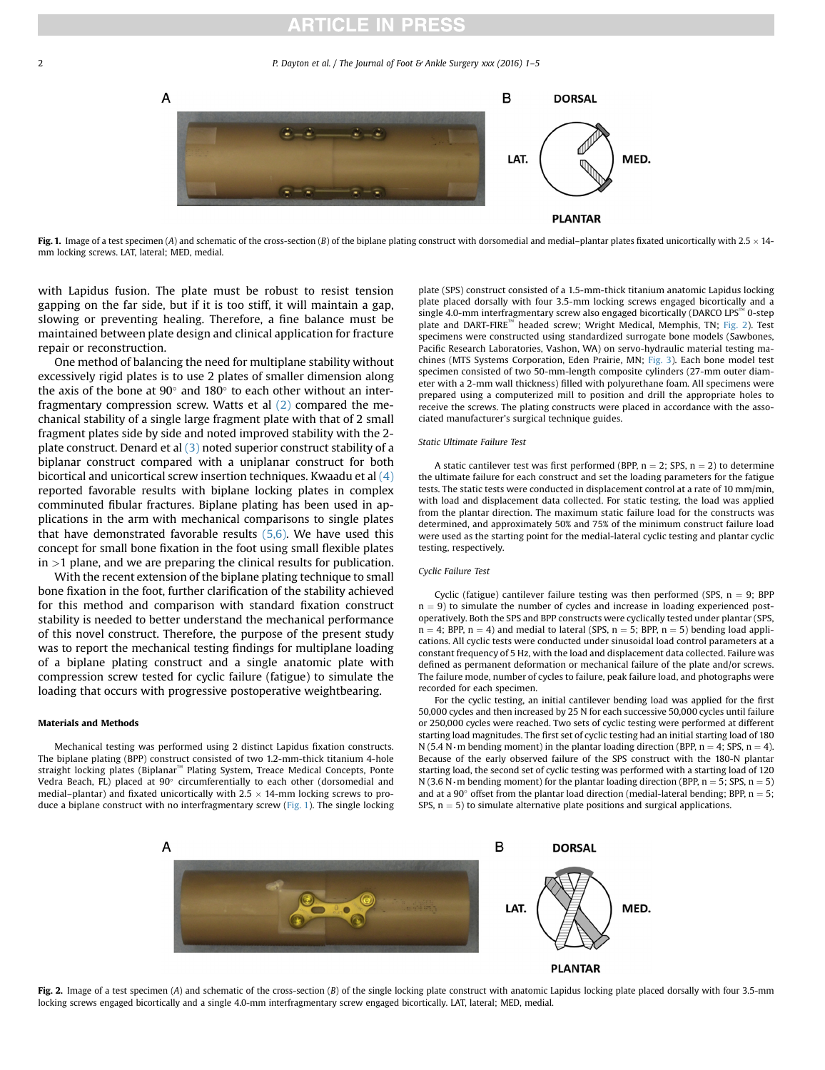A

B

DORSAL

LAT.

MED.

PLANTAR

**Fig. 1.** Image of a test specimen (*A*) and schematic of the cross-section (*B*) of the biplane plating construct with dorsomedial and medial–plantar plates fixated unicortically with 2.5 × 14-mm locking screws. LAT, lateral; MED, medial.

with Lapidus fusion. The plate must be robust to resist tension gapping on the far side, but if it is too stiff, it will maintain a gap, slowing or preventing healing. Therefore, a fine balance must be maintained between plate design and clinical application for fracture repair or reconstruction.

One method of balancing the need for multiplane stability without excessively rigid plates is to use 2 plates of smaller dimension along the axis of the bone at 90° and 180° to each other without an interfragmentary compression screw. Watts et al (2) compared the mechanical stability of a single large fragment plate with that of 2 small fragment plates side by side and noted improved stability with the 2-plate construct. Denard et al (3) noted superior construct stability of a biplanar construct compared with a uniplanar construct for both bicortical and unicortical screw insertion techniques. Kwaadu et al (4) reported favorable results with biplane locking plates in complex comminuted fibular fractures. Biplane plating has been used in applications in the arm with mechanical comparisons to single plates that have demonstrated favorable results (5,6). We have used this concept for small bone fixation in the foot using small flexible plates in >1 plane, and we are preparing the clinical results for publication.

With the recent extension of the biplane plating technique to small bone fixation in the foot, further clarification of the stability achieved for this method and comparison with standard fixation construct stability is needed to better understand the mechanical performance of this novel construct. Therefore, the purpose of the present study was to report the mechanical testing findings for multiplane loading of a biplane plating construct and a single anatomic plate with compression screw tested for cyclic failure (fatigue) to simulate the loading that occurs with progressive postoperative weightbearing.

### Materials and Methods

Mechanical testing was performed using 2 distinct Lapidus fixation constructs. The biplane plating (BPP) construct consisted of two 1.2-mm-thick titanium 4-hole straight locking plates (Biplanar™ Plating System, Treace Medical Concepts, Ponte Vedra Beach, FL) placed at 90° circumferentially to each other (dorsomedial and medial–plantar) and fixated unicortically with 2.5 × 14-mm locking screws to produce a biplane construct with no interfragmentary screw (Fig. 1). The single locking plate (SPS) construct consisted of a 1.5-mm-thick titanium anatomic Lapidus locking plate placed dorsally with four 3.5-mm locking screws engaged bicortically and a single 4.0-mm interfragmentary screw also engaged bicortically (DARCO LPS™ 0-step plate and DART-FIRE™ headed screw; Wright Medical, Memphis, TN; Fig. 2). Test specimens were constructed using standardized surrogate bone models (Sawbones, Pacific Research Laboratories, Vashon, WA) on servo-hydraulic material testing machines (MTS Systems Corporation, Eden Prairie, MN; Fig. 3). Each bone model test specimen consisted of two 50-mm-length composite cylinders (27-mm outer diameter with a 2-mm wall thickness) filled with polyurethane foam. All specimens were prepared using a computerized mill to position and drill the appropriate holes to receive the screws. The plating constructs were placed in accordance with the associated manufacturer's surgical technique guides.

*Static Ultimate Failure Test*

A static cantilever test was first performed (BPP, n = 2; SPS, n = 2) to determine the ultimate failure for each construct and set the loading parameters for the fatigue tests. The static tests were conducted in displacement control at a rate of 10 mm/min, with load and displacement data collected. For static testing, the load was applied from the plantar direction. The maximum static failure load for the constructs was determined, and approximately 50% and 75% of the minimum construct failure load were used as the starting point for the medial-lateral cyclic testing and plantar cyclic testing, respectively.

*Cyclic Failure Test*

Cyclic (fatigue) cantilever failure testing was then performed (SPS, n = 9; BPP n = 9) to simulate the number of cycles and increase in loading experienced postoperatively. Both the SPS and BPP constructs were cyclically tested under plantar (SPS, n = 4; BPP, n = 4) and medial to lateral (SPS, n = 5; BPP, n = 5) bending load applications. All cyclic tests were conducted under sinusoidal load control parameters at a constant frequency of 5 Hz, with the load and displacement data collected. Failure was defined as permanent deformation or mechanical failure of the plate and/or screws. The failure mode, number of cycles to failure, peak failure load, and photographs were recorded for each specimen.

For the cyclic testing, an initial cantilever bending load was applied for the first 50,000 cycles and then increased by 25 N for each successive 50,000 cycles until failure or 250,000 cycles were reached. Two sets of cyclic testing were performed at different starting load magnitudes. The first set of cyclic testing had an initial starting load of 180 N (5.4 N·m bending moment) in the plantar loading direction (BPP, n = 4; SPS, n = 4). Because of the early observed failure of the SPS construct with the 180-N plantar starting load, the second set of cyclic testing was performed with a starting load of 120 N (3.6 N·m bending moment) for the plantar loading direction (BPP, n = 5; SPS, n = 5) and at a 90° offset from the plantar load direction (medial-lateral bending; BPP, n = 5; SPS, n = 5) to simulate alternative plate positions and surgical applications.

A

B

DORSAL

LAT.

MED.

PLANTAR

**Fig. 2.** Image of a test specimen (*A*) and schematic of the cross-section (*B*) of the single locking plate construct with anatomic Lapidus locking plate placed dorsally with four 3.5-mm locking screws engaged bicortically and a single 4.0-mm interfragmentary screw engaged bicortically. LAT, lateral; MED, medial.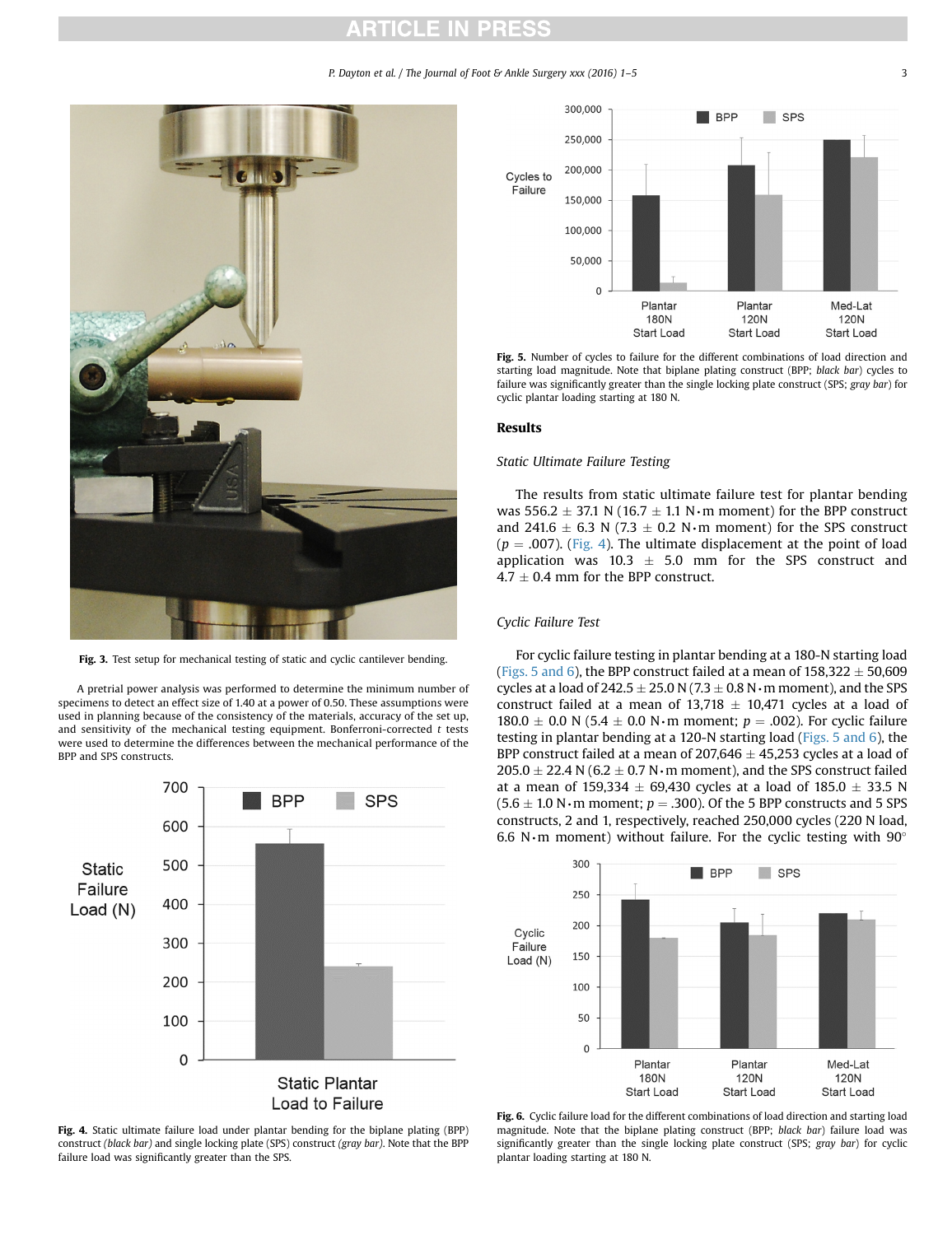Fig. 3. Test setup for mechanical testing of static and cyclic cantilever bending.

A pretrial power analysis was performed to determine the minimum number of specimens to detect an effect size of 1.40 at a power of 0.50. These assumptions were used in planning because of the consistency of the materials, accuracy of the set up, and sensitivity of the mechanical testing equipment. Bonferroni-corrected *t* tests were used to determine the differences between the mechanical performance of the BPP and SPS constructs.

700
600
500
400
300
200
100
0
Static Failure Load (N)
BPP
SPS
Static Plantar Load to Failure

Fig. 4. Static ultimate failure load under plantar bending for the biplane plating (BPP) construct *(black bar)* and single locking plate (SPS) construct *(gray bar)*. Note that the BPP failure load was significantly greater than the SPS.

300,000
250,000
200,000
150,000
100,000
50,000
0
Cycles to Failure
BPP
SPS
Plantar 180N Start Load
Plantar 120N Start Load
Med-Lat 120N Start Load

Fig. 5. Number of cycles to failure for the different combinations of load direction and starting load magnitude. Note that biplane plating construct (BPP; *black bar*) cycles to failure was significantly greater than the single locking plate construct (SPS; *gray bar*) for cyclic plantar loading starting at 180 N.

## Results

### *Static Ultimate Failure Testing*

The results from static ultimate failure test for plantar bending was 556.2 ± 37.1 N (16.7 ± 1.1 N·m moment) for the BPP construct and 241.6 ± 6.3 N (7.3 ± 0.2 N·m moment) for the SPS construct ($p = .007$). (Fig. 4). The ultimate displacement at the point of load application was 10.3 ± 5.0 mm for the SPS construct and 4.7 ± 0.4 mm for the BPP construct.

### *Cyclic Failure Test*

For cyclic failure testing in plantar bending at a 180-N starting load (Figs. 5 and 6), the BPP construct failed at a mean of 158,322 ± 50,609 cycles at a load of 242.5 ± 25.0 N (7.3 ± 0.8 N·m moment), and the SPS construct failed at a mean of 13,718 ± 10,471 cycles at a load of 180.0 ± 0.0 N (5.4 ± 0.0 N·m moment; $p = .002$). For cyclic failure testing in plantar bending at a 120-N starting load (Figs. 5 and 6), the BPP construct failed at a mean of 207,646 ± 45,253 cycles at a load of 205.0 ± 22.4 N (6.2 ± 0.7 N·m moment), and the SPS construct failed at a mean of 159,334 ± 69,430 cycles at a load of 185.0 ± 33.5 N (5.6 ± 1.0 N·m moment; $p = .300$). Of the 5 BPP constructs and 5 SPS constructs, 2 and 1, respectively, reached 250,000 cycles (220 N load, 6.6 N·m moment) without failure. For the cyclic testing with 90°

300
250
200
150
100
50
0
Cyclic Failure Load (N)
BPP
SPS
Plantar 180N Start Load
Plantar 120N Start Load
Med-Lat 120N Start Load

Fig. 6. Cyclic failure load for the different combinations of load direction and starting load magnitude. Note that the biplane plating construct (BPP; *black bar*) failure load was significantly greater than the single locking plate construct (SPS; *gray bar*) for cyclic plantar loading starting at 180 N.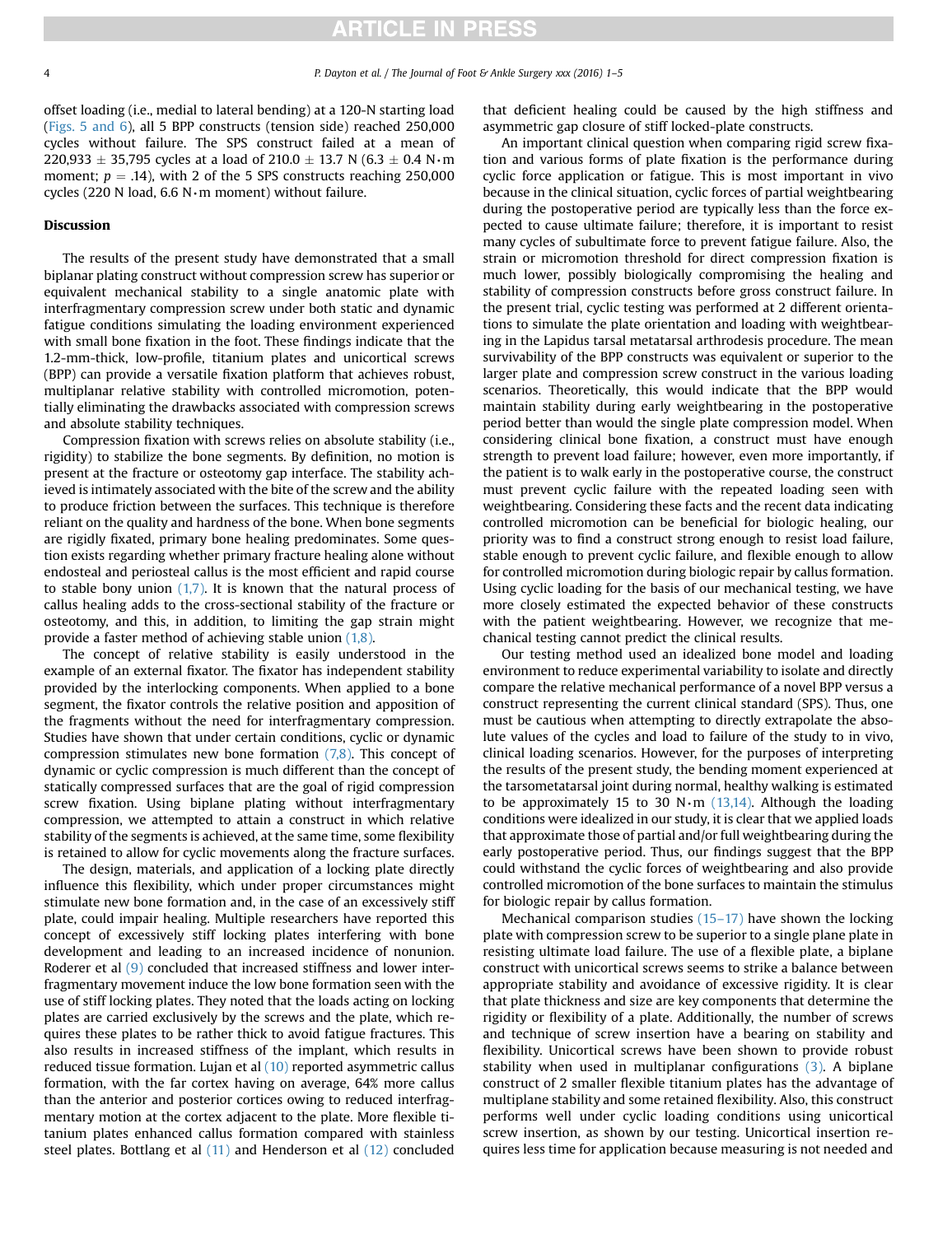offset loading (i.e., medial to lateral bending) at a 120-N starting load (Figs. 5 and 6), all 5 BPP constructs (tension side) reached 250,000 cycles without failure. The SPS construct failed at a mean of 220,933 ± 35,795 cycles at a load of 210.0 ± 13.7 N (6.3 ± 0.4 N·m moment; $p = .14$), with 2 of the 5 SPS constructs reaching 250,000 cycles (220 N load, 6.6 N·m moment) without failure.

## Discussion

The results of the present study have demonstrated that a small biplanar plating construct without compression screw has superior or equivalent mechanical stability to a single anatomic plate with interfragmentary compression screw under both static and dynamic fatigue conditions simulating the loading environment experienced with small bone fixation in the foot. These findings indicate that the 1.2-mm-thick, low-profile, titanium plates and unicortical screws (BPP) can provide a versatile fixation platform that achieves robust, multiplanar relative stability with controlled micromotion, potentially eliminating the drawbacks associated with compression screws and absolute stability techniques.

Compression fixation with screws relies on absolute stability (i.e., rigidity) to stabilize the bone segments. By definition, no motion is present at the fracture or osteotomy gap interface. The stability achieved is intimately associated with the bite of the screw and the ability to produce friction between the surfaces. This technique is therefore reliant on the quality and hardness of the bone. When bone segments are rigidly fixated, primary bone healing predominates. Some question exists regarding whether primary fracture healing alone without endosteal and periosteal callus is the most efficient and rapid course to stable bony union (1,7). It is known that the natural process of callus healing adds to the cross-sectional stability of the fracture or osteotomy, and this, in addition, to limiting the gap strain might provide a faster method of achieving stable union (1,8).

The concept of relative stability is easily understood in the example of an external fixator. The fixator has independent stability provided by the interlocking components. When applied to a bone segment, the fixator controls the relative position and apposition of the fragments without the need for interfragmentary compression. Studies have shown that under certain conditions, cyclic or dynamic compression stimulates new bone formation (7,8). This concept of dynamic or cyclic compression is much different than the concept of statically compressed surfaces that are the goal of rigid compression screw fixation. Using biplane plating without interfragmentary compression, we attempted to attain a construct in which relative stability of the segments is achieved, at the same time, some flexibility is retained to allow for cyclic movements along the fracture surfaces.

The design, materials, and application of a locking plate directly influence this flexibility, which under proper circumstances might stimulate new bone formation and, in the case of an excessively stiff plate, could impair healing. Multiple researchers have reported this concept of excessively stiff locking plates interfering with bone development and leading to an increased incidence of nonunion. Roderer et al (9) concluded that increased stiffness and lower interfragmentary movement induce the low bone formation seen with the use of stiff locking plates. They noted that the loads acting on locking plates are carried exclusively by the screws and the plate, which requires these plates to be rather thick to avoid fatigue fractures. This also results in increased stiffness of the implant, which results in reduced tissue formation. Lujan et al (10) reported asymmetric callus formation, with the far cortex having on average, 64% more callus than the anterior and posterior cortices owing to reduced interfragmentary motion at the cortex adjacent to the plate. More flexible titanium plates enhanced callus formation compared with stainless steel plates. Bottlang et al (11) and Henderson et al (12) concluded that deficient healing could be caused by the high stiffness and asymmetric gap closure of stiff locked-plate constructs.

An important clinical question when comparing rigid screw fixation and various forms of plate fixation is the performance during cyclic force application or fatigue. This is most important in vivo because in the clinical situation, cyclic forces of partial weightbearing during the postoperative period are typically less than the force expected to cause ultimate failure; therefore, it is important to resist many cycles of subultimate force to prevent fatigue failure. Also, the strain or micromotion threshold for direct compression fixation is much lower, possibly biologically compromising the healing and stability of compression constructs before gross construct failure. In the present trial, cyclic testing was performed at 2 different orientations to simulate the plate orientation and loading with weightbearing in the Lapidus tarsal metatarsal arthrodesis procedure. The mean survivability of the BPP constructs was equivalent or superior to the larger plate and compression screw construct in the various loading scenarios. Theoretically, this would indicate that the BPP would maintain stability during early weightbearing in the postoperative period better than would the single plate compression model. When considering clinical bone fixation, a construct must have enough strength to prevent load failure; however, even more importantly, if the patient is to walk early in the postoperative course, the construct must prevent cyclic failure with the repeated loading seen with weightbearing. Considering these facts and the recent data indicating controlled micromotion can be beneficial for biologic healing, our priority was to find a construct strong enough to resist load failure, stable enough to prevent cyclic failure, and flexible enough to allow for controlled micromotion during biologic repair by callus formation. Using cyclic loading for the basis of our mechanical testing, we have more closely estimated the expected behavior of these constructs with the patient weightbearing. However, we recognize that mechanical testing cannot predict the clinical results.

Our testing method used an idealized bone model and loading environment to reduce experimental variability to isolate and directly compare the relative mechanical performance of a novel BPP versus a construct representing the current clinical standard (SPS). Thus, one must be cautious when attempting to directly extrapolate the absolute values of the cycles and load to failure of the study to in vivo, clinical loading scenarios. However, for the purposes of interpreting the results of the present study, the bending moment experienced at the tarsometatarsal joint during normal, healthy walking is estimated to be approximately 15 to 30 N·m (13,14). Although the loading conditions were idealized in our study, it is clear that we applied loads that approximate those of partial and/or full weightbearing during the early postoperative period. Thus, our findings suggest that the BPP could withstand the cyclic forces of weightbearing and also provide controlled micromotion of the bone surfaces to maintain the stimulus for biologic repair by callus formation.

Mechanical comparison studies (15–17) have shown the locking plate with compression screw to be superior to a single plane plate in resisting ultimate load failure. The use of a flexible plate, a biplane construct with unicortical screws seems to strike a balance between appropriate stability and avoidance of excessive rigidity. It is clear that plate thickness and size are key components that determine the rigidity or flexibility of a plate. Additionally, the number of screws and technique of screw insertion have a bearing on stability and flexibility. Unicortical screws have been shown to provide robust stability when used in multiplanar configurations (3). A biplane construct of 2 smaller flexible titanium plates has the advantage of multiplane stability and some retained flexibility. Also, this construct performs well under cyclic loading conditions using unicortical screw insertion, as shown by our testing. Unicortical insertion requires less time for application because measuring is not needed and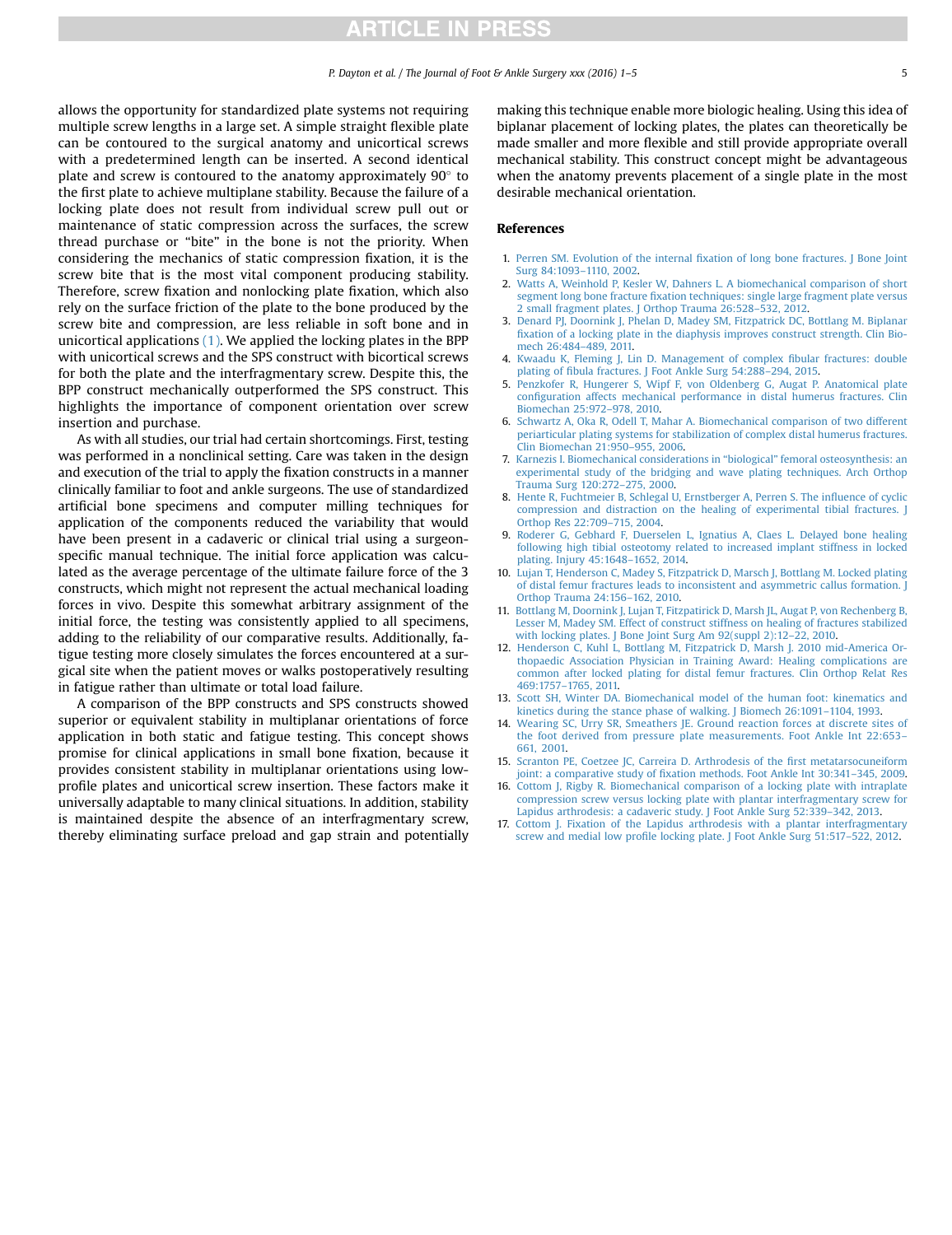allows the opportunity for standardized plate systems not requiring multiple screw lengths in a large set. A simple straight flexible plate can be contoured to the surgical anatomy and unicortical screws with a predetermined length can be inserted. A second identical plate and screw is contoured to the anatomy approximately 90° to the first plate to achieve multiplane stability. Because the failure of a locking plate does not result from individual screw pull out or maintenance of static compression across the surfaces, the screw thread purchase or "bite" in the bone is not the priority. When considering the mechanics of static compression fixation, it is the screw bite that is the most vital component producing stability. Therefore, screw fixation and nonlocking plate fixation, which also rely on the surface friction of the plate to the bone produced by the screw bite and compression, are less reliable in soft bone and in unicortical applications (1). We applied the locking plates in the BPP with unicortical screws and the SPS construct with bicortical screws for both the plate and the interfragmentary screw. Despite this, the BPP construct mechanically outperformed the SPS construct. This highlights the importance of component orientation over screw insertion and purchase.

As with all studies, our trial had certain shortcomings. First, testing was performed in a nonclinical setting. Care was taken in the design and execution of the trial to apply the fixation constructs in a manner clinically familiar to foot and ankle surgeons. The use of standardized artificial bone specimens and computer milling techniques for application of the components reduced the variability that would have been present in a cadaveric or clinical trial using a surgeon-specific manual technique. The initial force application was calculated as the average percentage of the ultimate failure force of the 3 constructs, which might not represent the actual mechanical loading forces in vivo. Despite this somewhat arbitrary assignment of the initial force, the testing was consistently applied to all specimens, adding to the reliability of our comparative results. Additionally, fatigue testing more closely simulates the forces encountered at a surgical site when the patient moves or walks postoperatively resulting in fatigue rather than ultimate or total load failure.

A comparison of the BPP constructs and SPS constructs showed superior or equivalent stability in multiplanar orientations of force application in both static and fatigue testing. This concept shows promise for clinical applications in small bone fixation, because it provides consistent stability in multiplanar orientations using low-profile plates and unicortical screw insertion. These factors make it universally adaptable to many clinical situations. In addition, stability is maintained despite the absence of an interfragmentary screw, thereby eliminating surface preload and gap strain and potentially making this technique enable more biologic healing. Using this idea of biplanar placement of locking plates, the plates can theoretically be made smaller and more flexible and still provide appropriate overall mechanical stability. This construct concept might be advantageous when the anatomy prevents placement of a single plate in the most desirable mechanical orientation.

## References

1. Perren SM. Evolution of the internal fixation of long bone fractures. J Bone Joint Surg 84:1093–1110, 2002.
2. Watts A, Weinhold P, Kesler W, Dahners L. A biomechanical comparison of short segment long bone fracture fixation techniques: single large fragment plate versus 2 small fragment plates. J Orthop Trauma 26:528–532, 2012.
3. Denard PJ, Doornink J, Phelan D, Madey SM, Fitzpatrick DC, Bottlang M. Biplanar fixation of a locking plate in the diaphysis improves construct strength. Clin Biomech 26:484–489, 2011.
4. Kwaadu K, Fleming J, Lin D. Management of complex fibular fractures: double plating of fibula fractures. J Foot Ankle Surg 54:288–294, 2015.
5. Penzkofer R, Hungerer S, Wipf F, von Oldenberg G, Augat P. Anatomical plate configuration affects mechanical performance in distal humerus fractures. Clin Biomechan 25:972–978, 2010.
6. Schwartz A, Oka R, Odell T, Mahar A. Biomechanical comparison of two different periarticular plating systems for stabilization of complex distal humerus fractures. Clin Biomechan 21:950–955, 2006.
7. Karnezis I. Biomechanical considerations in "biological" femoral osteosynthesis: an experimental study of the bridging and wave plating techniques. Arch Orthop Trauma Surg 120:272–275, 2000.
8. Hente R, Fuchtmeier B, Schlegal U, Ernstberger A, Perren S. The influence of cyclic compression and distraction on the healing of experimental tibial fractures. J Orthop Res 22:709–715, 2004.
9. Roderer G, Gebhard F, Duerselen L, Ignatius A, Claes L. Delayed bone healing following high tibial osteotomy related to increased implant stiffness in locked plating. Injury 45:1648–1652, 2014.
10. Lujan T, Henderson C, Madey S, Fitzpatrick D, Marsch J, Bottlang M. Locked plating of distal femur fractures leads to inconsistent and asymmetric callus formation. J Orthop Trauma 24:156–162, 2010.
11. Bottlang M, Doornink J, Lujan T, Fitzpatirick D, Marsh JL, Augat P, von Rechenberg B, Lesser M, Madey SM. Effect of construct stiffness on healing of fractures stabilized with locking plates. J Bone Joint Surg Am 92(suppl 2):12–22, 2010.
12. Henderson C, Kuhl L, Bottlang M, Fitzpatrick D, Marsh J. 2010 mid-America Orthopaedic Association Physician in Training Award: Healing complications are common after locked plating for distal femur fractures. Clin Orthop Relat Res 469:1757–1765, 2011.
13. Scott SH, Winter DA. Biomechanical model of the human foot: kinematics and kinetics during the stance phase of walking. J Biomech 26:1091–1104, 1993.
14. Wearing SC, Urry SR, Smeathers JE. Ground reaction forces at discrete sites of the foot derived from pressure plate measurements. Foot Ankle Int 22:653–661, 2001.
15. Scranton PE, Coetzee JC, Carreira D. Arthrodesis of the first metatarsocuneiform joint: a comparative study of fixation methods. Foot Ankle Int 30:341–345, 2009.
16. Cottom J, Rigby R. Biomechanical comparison of a locking plate with intraplate compression screw versus locking plate with plantar interfragmentary screw for Lapidus arthrodesis: a cadaveric study. J Foot Ankle Surg 52:339–342, 2013.
17. Cottom J. Fixation of the Lapidus arthrodesis with a plantar interfragmentary screw and medial low profile locking plate. J Foot Ankle Surg 51:517–522, 2012.